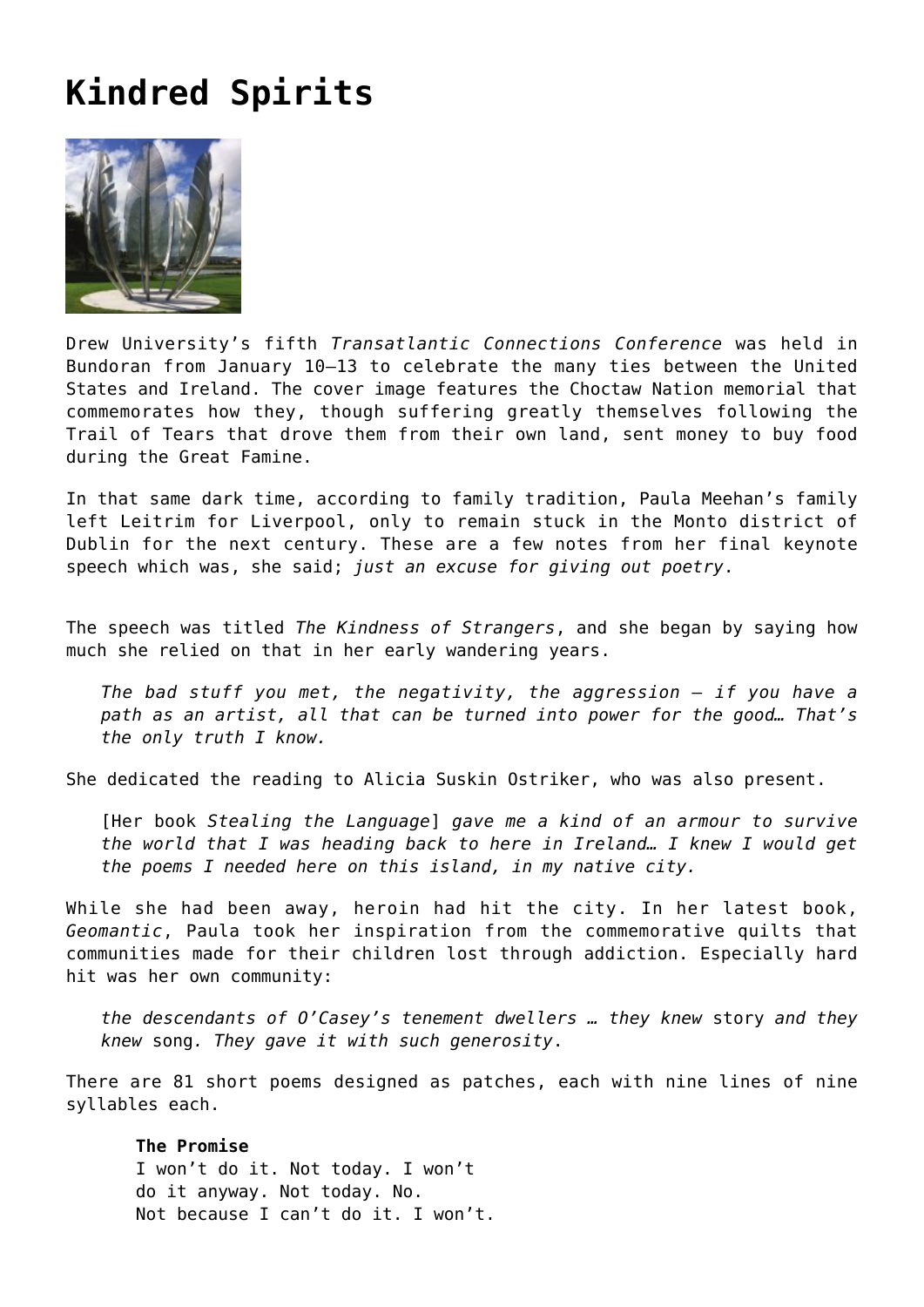# Kindred Spirits

Drew University's fifth *Transatlantic Connections Conference* was held in Bundoran from January 10–13 to celebrate the many ties between the United States and Ireland. The cover image features the Choctaw Nation memorial that commemorates how they, though suffering greatly themselves following the Trail of Tears that drove them from their own land, sent money to buy food during the Great Famine.

In that same dark time, according to family tradition, Paula Meehan's family left Leitrim for Liverpool, only to remain stuck in the Monto district of Dublin for the next century. These are a few notes from her final keynote speech which was, she said; *just an excuse for giving out poetry*.

The speech was titled *The Kindness of Strangers*, and she began by saying how much she relied on that in her early wandering years.

> *The bad stuff you met, the negativity, the aggression – if you have a path as an artist, all that can be turned into power for the good… That's the only truth I know.*

She dedicated the reading to Alicia Suskin Ostriker, who was also present.

> [Her book *Stealing the Language*] *gave me a kind of an armour to survive the world that I was heading back to here in Ireland… I knew I would get the poems I needed here on this island, in my native city.*

While she had been away, heroin had hit the city. In her latest book, *Geomantic*, Paula took her inspiration from the commemorative quilts that communities made for their children lost through addiction. Especially hard hit was her own community:

> *the descendants of O'Casey's tenement dwellers … they knew* story *and they knew* song*. They gave it with such generosity*.

There are 81 short poems designed as patches, each with nine lines of nine syllables each.

> **The Promise**
> I won't do it. Not today. I won't
> do it anyway. Not today. No.
> Not because I can't do it. I won't.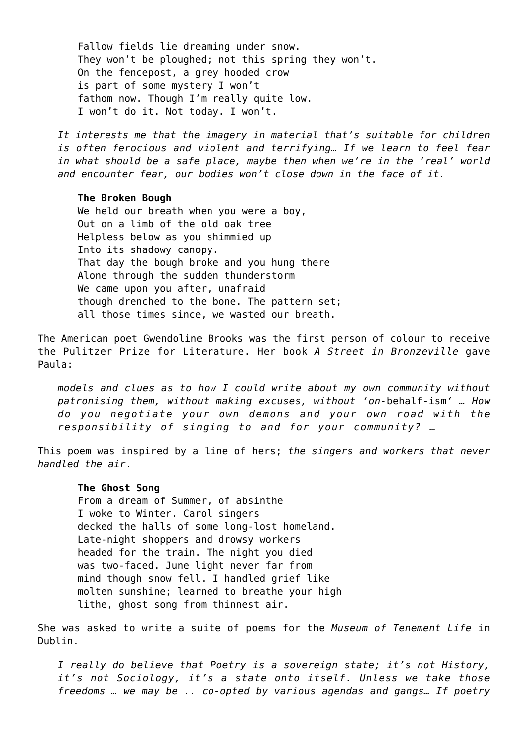Fallow fields lie dreaming under snow.  
They won't be ploughed; not this spring they won't.  
On the fencepost, a grey hooded crow  
is part of some mystery I won't  
fathom now. Though I'm really quite low.  
I won't do it. Not today. I won't.

> *It interests me that the imagery in material that's suitable for children is often ferocious and violent and terrifying… If we learn to feel fear in what should be a safe place, maybe then when we're in the 'real' world and encounter fear, our bodies won't close down in the face of it.*

**The Broken Bough**  
We held our breath when you were a boy,  
Out on a limb of the old oak tree  
Helpless below as you shimmied up  
Into its shadowy canopy.  
That day the bough broke and you hung there  
Alone through the sudden thunderstorm  
We came upon you after, unafraid  
though drenched to the bone. The pattern set;  
all those times since, we wasted our breath.

The American poet Gwendoline Brooks was the first person of colour to receive the Pulitzer Prize for Literature. Her book *A Street in Bronzeville* gave Paula:

> *models and clues as to how I could write about my own community without patronising them, without making excuses, without 'on-*behalf-ism*' … How do you negotiate your own demons and your own road with the responsibility of singing to and for your community? …*

This poem was inspired by a line of hers; *the singers and workers that never handled the air*.

**The Ghost Song**  
From a dream of Summer, of absinthe  
I woke to Winter. Carol singers  
decked the halls of some long-lost homeland.  
Late-night shoppers and drowsy workers  
headed for the train. The night you died  
was two-faced. June light never far from  
mind though snow fell. I handled grief like  
molten sunshine; learned to breathe your high  
lithe, ghost song from thinnest air.

She was asked to write a suite of poems for the *Museum of Tenement Life* in Dublin.

> *I really do believe that Poetry is a sovereign state; it's not History, it's not Sociology, it's a state onto itself. Unless we take those freedoms … we may be .. co-opted by various agendas and gangs… If poetry*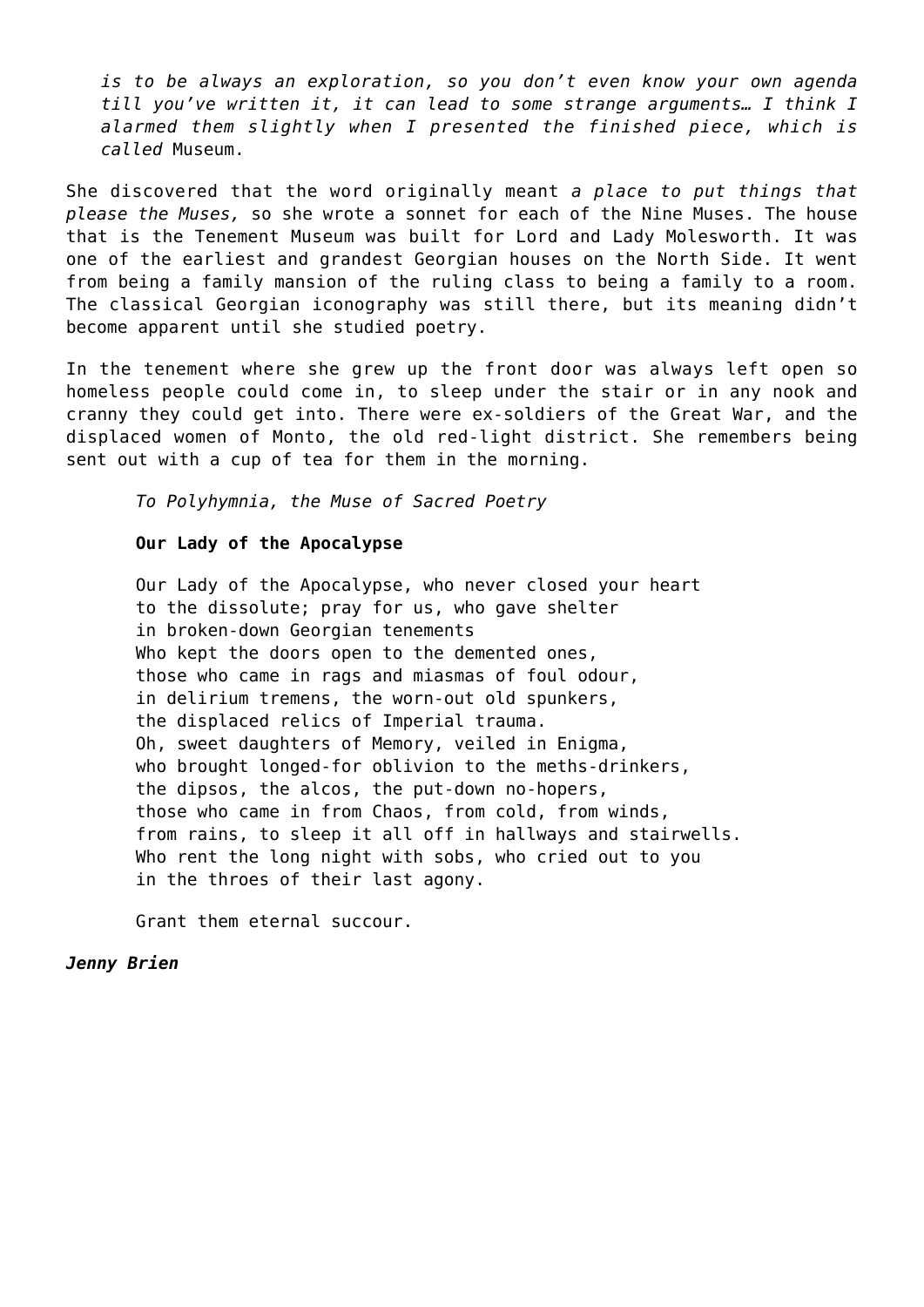*is to be always an exploration, so you don't even know your own agenda till you've written it, it can lead to some strange arguments… I think I alarmed them slightly when I presented the finished piece, which is called* Museum.

She discovered that the word originally meant *a place to put things that please the Muses,* so she wrote a sonnet for each of the Nine Muses. The house that is the Tenement Museum was built for Lord and Lady Molesworth. It was one of the earliest and grandest Georgian houses on the North Side. It went from being a family mansion of the ruling class to being a family to a room. The classical Georgian iconography was still there, but its meaning didn't become apparent until she studied poetry.

In the tenement where she grew up the front door was always left open so homeless people could come in, to sleep under the stair or in any nook and cranny they could get into. There were ex-soldiers of the Great War, and the displaced women of Monto, the old red-light district. She remembers being sent out with a cup of tea for them in the morning.

*To Polyhymnia, the Muse of Sacred Poetry*

**Our Lady of the Apocalypse**

Our Lady of the Apocalypse, who never closed your heart
to the dissolute; pray for us, who gave shelter
in broken-down Georgian tenements
Who kept the doors open to the demented ones,
those who came in rags and miasmas of foul odour,
in delirium tremens, the worn-out old spunkers,
the displaced relics of Imperial trauma.
Oh, sweet daughters of Memory, veiled in Enigma,
who brought longed-for oblivion to the meths-drinkers,
the dipsos, the alcos, the put-down no-hopers,
those who came in from Chaos, from cold, from winds,
from rains, to sleep it all off in hallways and stairwells.
Who rent the long night with sobs, who cried out to you
in the throes of their last agony.

Grant them eternal succour.

***Jenny Brien***